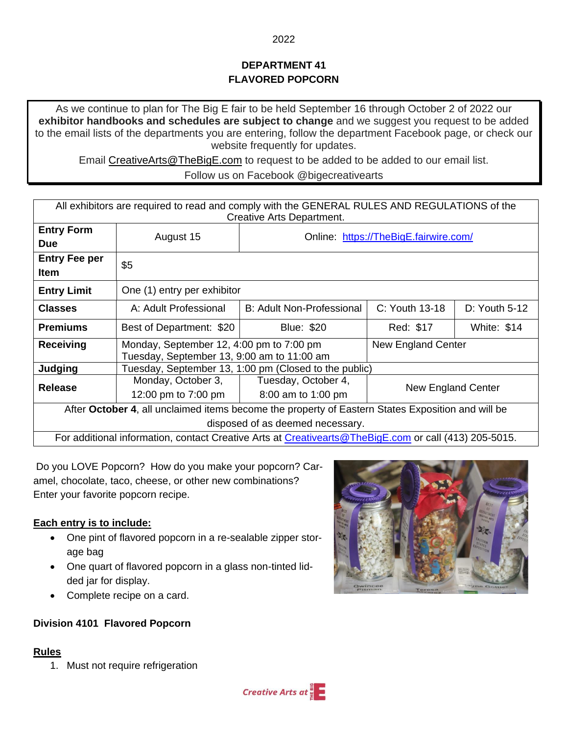2022

# DEPARTMENT 41
# FLAVORED POPCORN

As we continue to plan for The Big E fair to be held September 16 through October 2 of 2022 our **exhibitor handbooks and schedules are subject to change** and we suggest you request to be added to the email lists of the departments you are entering, follow the department Facebook page, or check our website frequently for updates.

Email CreativeArts@TheBigE.com to request to be added to be added to our email list.

Follow us on Facebook @bigecreativearts

| All exhibitors are required to read and comply with the GENERAL RULES AND REGULATIONS of the Creative Arts Department. | | | | |
|---|---|---|---|---|
| **Entry Form Due** | August 15 | Online: https://TheBigE.fairwire.com/ | | |
| **Entry Fee per Item** | $5 | | | |
| **Entry Limit** | One (1) entry per exhibitor | | | |
| **Classes** | A: Adult Professional | B: Adult Non-Professional | C: Youth 13-18 | D: Youth 5-12 |
| **Premiums** | Best of Department: $20 | Blue: $20 | Red: $17 | White: $14 |
| **Receiving** | Monday, September 12, 4:00 pm to 7:00 pm<br>Tuesday, September 13, 9:00 am to 11:00 am | | New England Center | |
| **Judging** | Tuesday, September 13, 1:00 pm (Closed to the public) | | | |
| **Release** | Monday, October 3, 12:00 pm to 7:00 pm | Tuesday, October 4, 8:00 am to 1:00 pm | New England Center | |
| After **October 4**, all unclaimed items become the property of Eastern States Exposition and will be disposed of as deemed necessary. | | | | |
| For additional information, contact Creative Arts at Creativearts@TheBigE.com or call (413) 205-5015. | | | | |

Do you LOVE Popcorn? How do you make your popcorn? Caramel, chocolate, taco, cheese, or other new combinations? Enter your favorite popcorn recipe.

**<u>Each entry is to include:</u>**

- One pint of flavored popcorn in a re-sealable zipper storage bag
- One quart of flavored popcorn in a glass non-tinted lidded jar for display.
- Complete recipe on a card.

**Division 4101 Flavored Popcorn**

**<u>Rules</u>**

1. Must not require refrigeration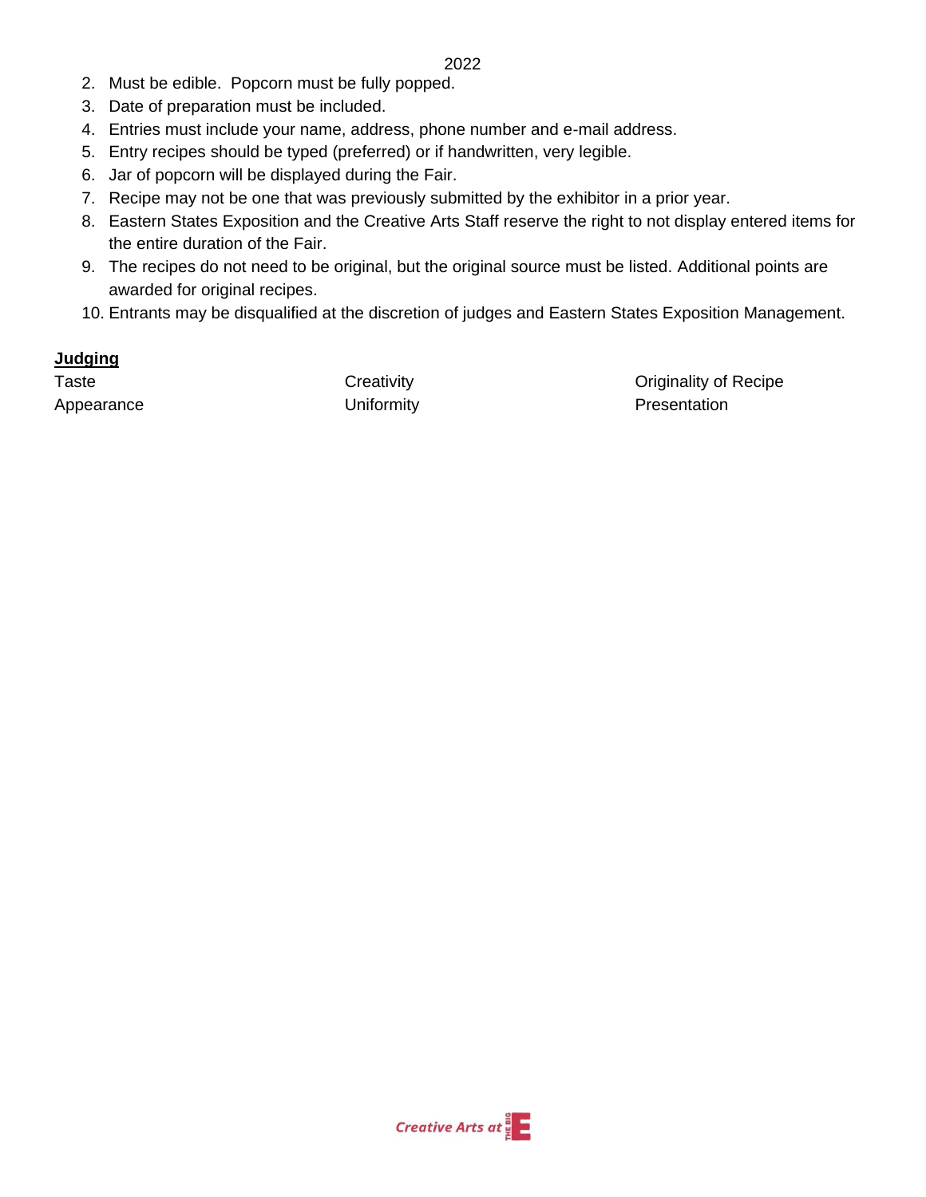2. Must be edible.  Popcorn must be fully popped.
3. Date of preparation must be included.
4. Entries must include your name, address, phone number and e-mail address.
5. Entry recipes should be typed (preferred) or if handwritten, very legible.
6. Jar of popcorn will be displayed during the Fair.
7. Recipe may not be one that was previously submitted by the exhibitor in a prior year.
8. Eastern States Exposition and the Creative Arts Staff reserve the right to not display entered items for the entire duration of the Fair.
9. The recipes do not need to be original, but the original source must be listed. Additional points are awarded for original recipes.
10. Entrants may be disqualified at the discretion of judges and Eastern States Exposition Management.

**Judging**

| | | |
|---|---|---|
| Taste | Creativity | Originality of Recipe |
| Appearance | Uniformity | Presentation |